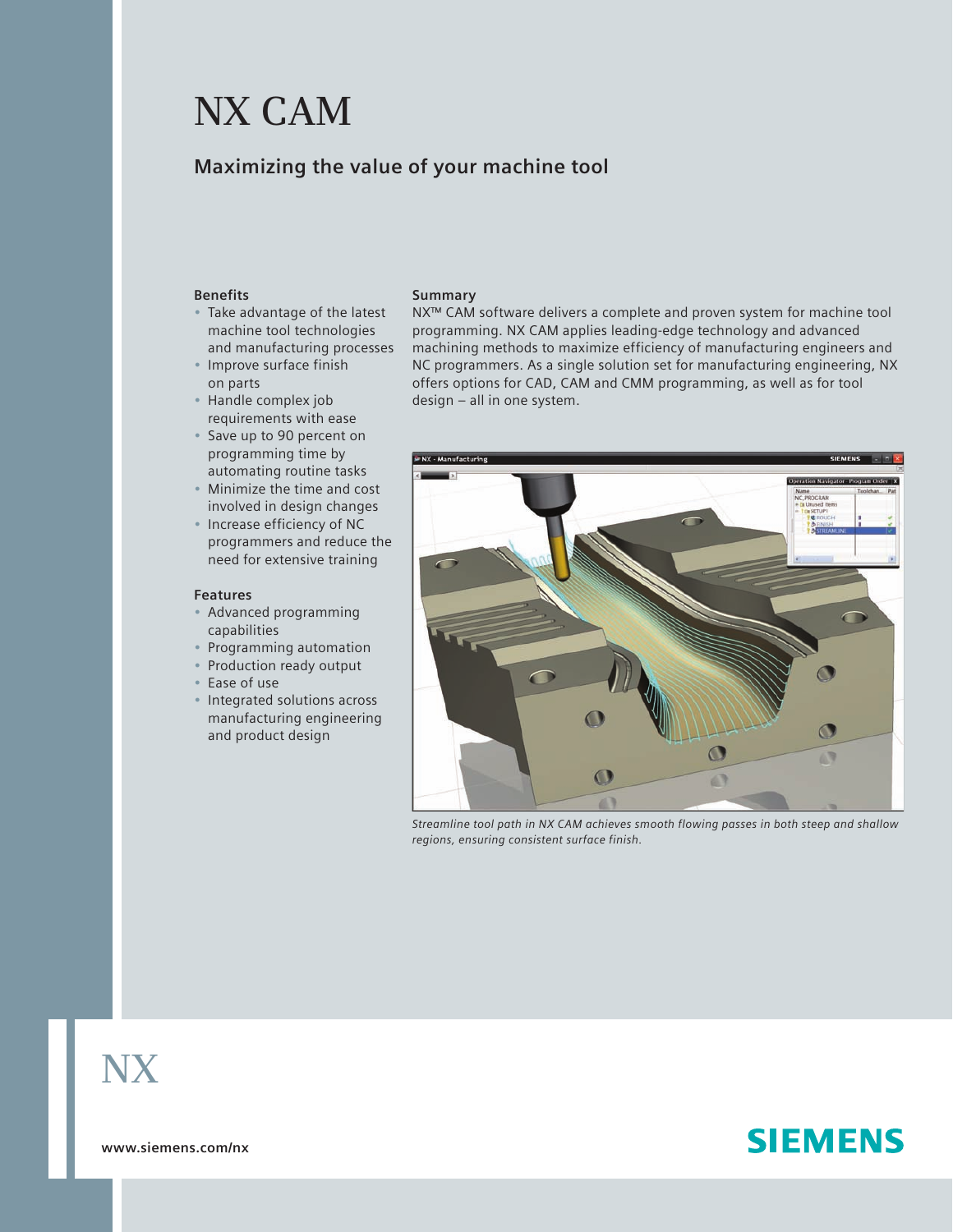# NX CAM

## Maximizing the value of your machine tool

### Summary

NX™ CAM software delivers a complete and proven system for machine tool programming. NX CAM applies leading-edge technology and advanced machining methods to maximize efficiency of manufacturing engineers and NC programmers. As a single solution set for manufacturing engineering, NX offers options for CAD, CAM and CMM programming, as well as for tool design – all in one system.

*Streamline tool path in NX CAM achieves smooth flowing passes in both steep and shallow regions, ensuring consistent surface finish.*

### Benefits

- Take advantage of the latest machine tool technologies and manufacturing processes
- Improve surface finish on parts
- Handle complex job requirements with ease
- Save up to 90 percent on programming time by automating routine tasks
- Minimize the time and cost involved in design changes
- Increase efficiency of NC programmers and reduce the need for extensive training

### Features

- Advanced programming capabilities
- Programming automation
- Production ready output
- Ease of use
- Integrated solutions across manufacturing engineering and product design

NX

www.siemens.com/nx

SIEMENS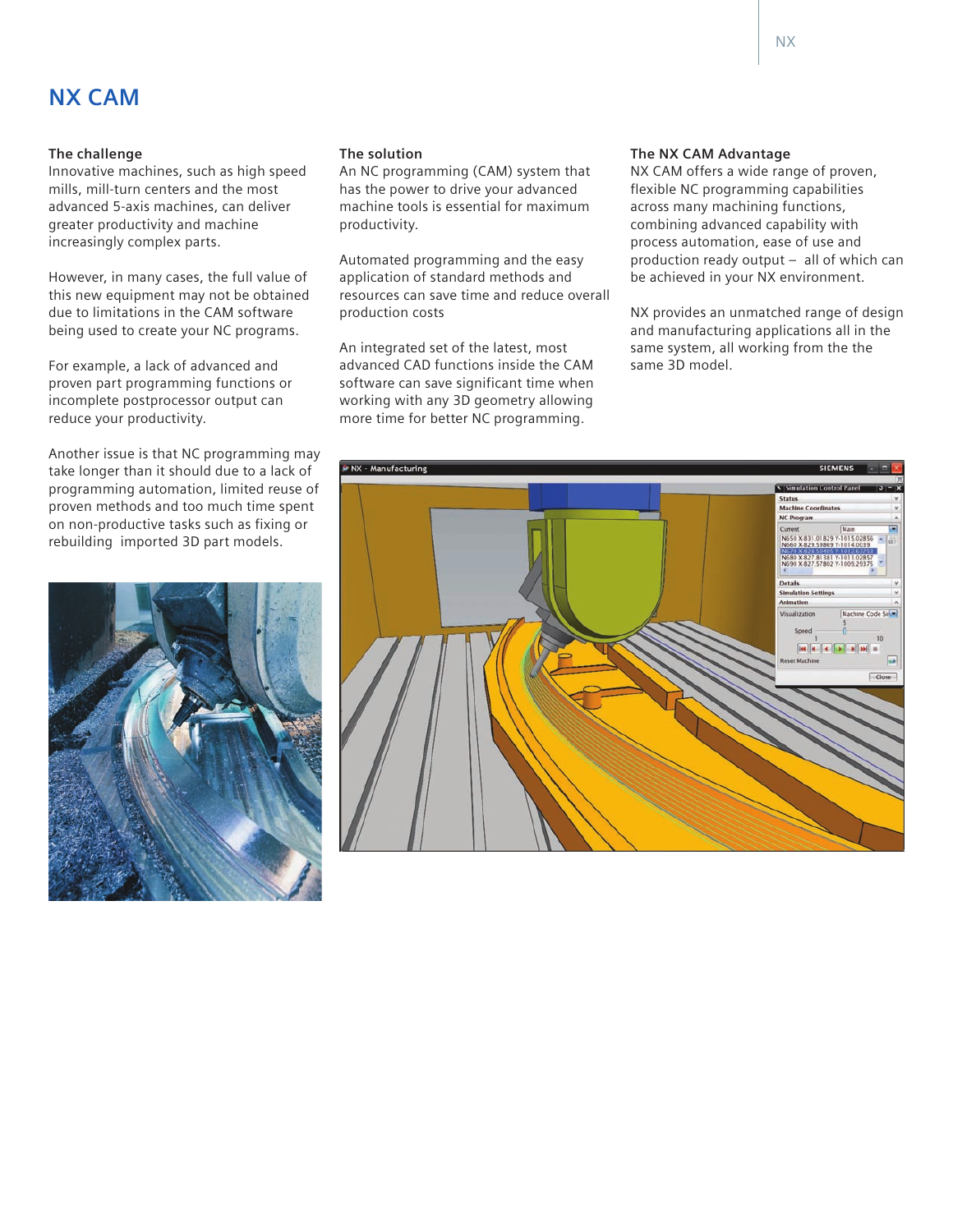# NX CAM

### The challenge

Innovative machines, such as high speed mills, mill-turn centers and the most advanced 5-axis machines, can deliver greater productivity and machine increasingly complex parts.

However, in many cases, the full value of this new equipment may not be obtained due to limitations in the CAM software being used to create your NC programs.

For example, a lack of advanced and proven part programming functions or incomplete postprocessor output can reduce your productivity.

Another issue is that NC programming may take longer than it should due to a lack of programming automation, limited reuse of proven methods and too much time spent on non-productive tasks such as fixing or rebuilding imported 3D part models.

### The solution

An NC programming (CAM) system that has the power to drive your advanced machine tools is essential for maximum productivity.

Automated programming and the easy application of standard methods and resources can save time and reduce overall production costs

An integrated set of the latest, most advanced CAD functions inside the CAM software can save significant time when working with any 3D geometry allowing more time for better NC programming.

### The NX CAM Advantage

NX CAM offers a wide range of proven, flexible NC programming capabilities across many machining functions, combining advanced capability with process automation, ease of use and production ready output – all of which can be achieved in your NX environment.

NX provides an unmatched range of design and manufacturing applications all in the same system, all working from the the same 3D model.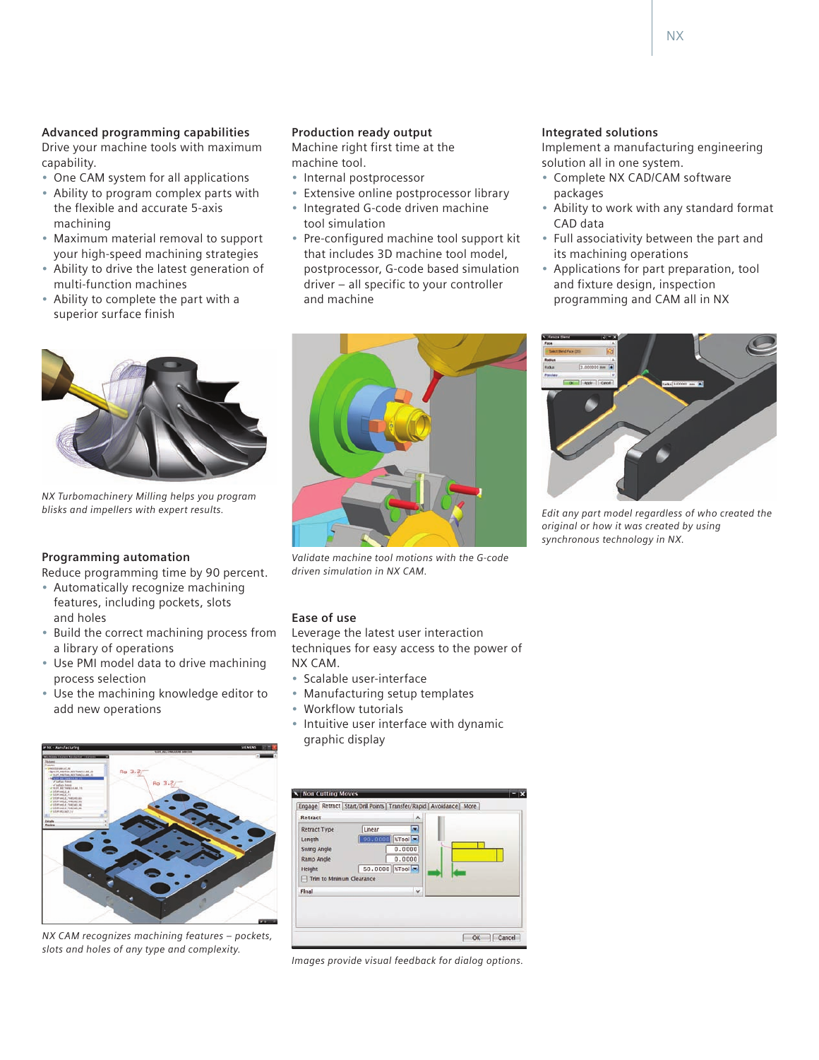## Advanced programming capabilities

Drive your machine tools with maximum capability.

- One CAM system for all applications
- Ability to program complex parts with the flexible and accurate 5-axis machining
- Maximum material removal to support your high-speed machining strategies
- Ability to drive the latest generation of multi-function machines
- Ability to complete the part with a superior surface finish

*NX Turbomachinery Milling helps you program blisks and impellers with expert results.*

## Programming automation

Reduce programming time by 90 percent.

- Automatically recognize machining features, including pockets, slots and holes
- Build the correct machining process from a library of operations
- Use PMI model data to drive machining process selection
- Use the machining knowledge editor to add new operations

*NX CAM recognizes machining features – pockets, slots and holes of any type and complexity.*

## Production ready output

Machine right first time at the machine tool.

- Internal postprocessor
- Extensive online postprocessor library
- Integrated G-code driven machine tool simulation
- Pre-configured machine tool support kit that includes 3D machine tool model, postprocessor, G-code based simulation driver – all specific to your controller and machine

*Validate machine tool motions with the G-code driven simulation in NX CAM.*

## Ease of use

Leverage the latest user interaction techniques for easy access to the power of NX CAM.

- Scalable user-interface
- Manufacturing setup templates
- Workflow tutorials
- Intuitive user interface with dynamic graphic display

*Images provide visual feedback for dialog options.*

## Integrated solutions

Implement a manufacturing engineering solution all in one system.

- Complete NX CAD/CAM software packages
- Ability to work with any standard format CAD data
- Full associativity between the part and its machining operations
- Applications for part preparation, tool and fixture design, inspection programming and CAM all in NX

*Edit any part model regardless of who created the original or how it was created by using synchronous technology in NX.*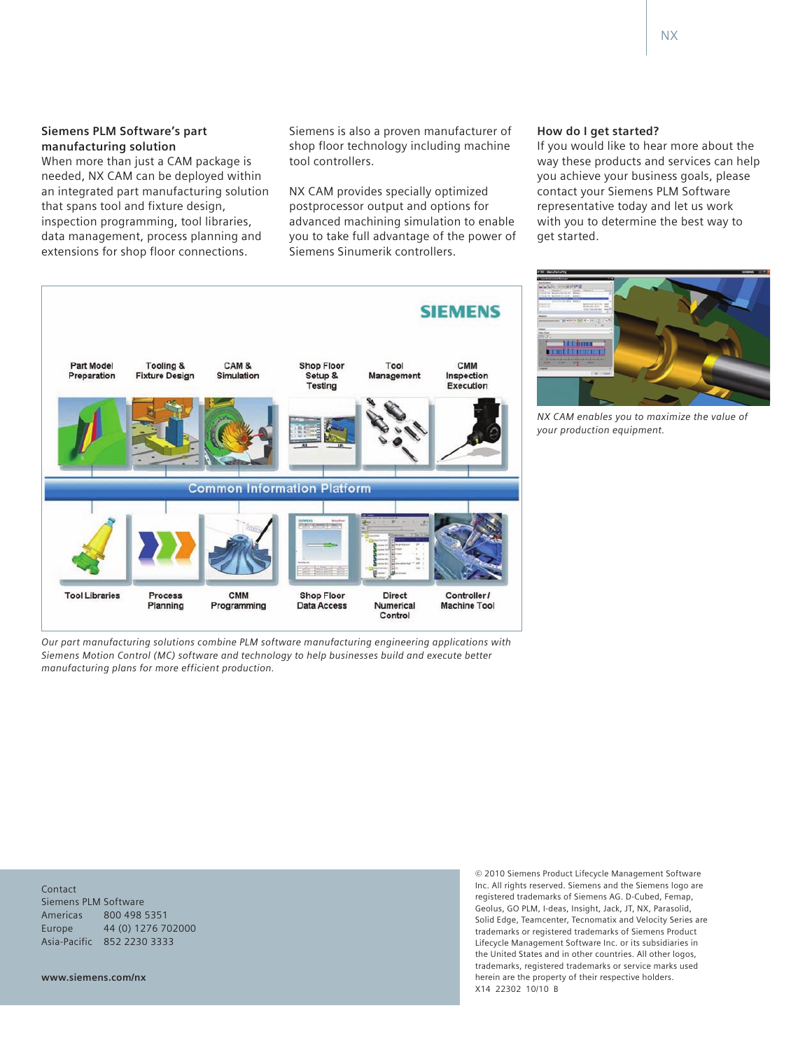### Siemens PLM Software's part manufacturing solution

When more than just a CAM package is needed, NX CAM can be deployed within an integrated part manufacturing solution that spans tool and fixture design, inspection programming, tool libraries, data management, process planning and extensions for shop floor connections.

Siemens is also a proven manufacturer of shop floor technology including machine tool controllers.

NX CAM provides specially optimized postprocessor output and options for advanced machining simulation to enable you to take full advantage of the power of Siemens Sinumerik controllers.

### How do I get started?

If you would like to hear more about the way these products and services can help you achieve your business goals, please contact your Siemens PLM Software representative today and let us work with you to determine the best way to get started.

*NX CAM enables you to maximize the value of your production equipment.*

SIEMENS

Part Model Preparation
Tooling & Fixture Design
CAM & Simulation
Shop Floor Setup & Testing
Tool Management
CMM Inspection Execution

Common Information Platform

Tool Libraries
Process Planning
CMM Programming
Shop Floor Data Access
Direct Numerical Control
Controller / Machine Tool

*Our part manufacturing solutions combine PLM software manufacturing engineering applications with Siemens Motion Control (MC) software and technology to help businesses build and execute better manufacturing plans for more efficient production.*

Contact
Siemens PLM Software
Americas 800 498 5351
Europe 44 (0) 1276 702000
Asia-Pacific 852 2230 3333

**www.siemens.com/nx**

© 2010 Siemens Product Lifecycle Management Software Inc. All rights reserved. Siemens and the Siemens logo are registered trademarks of Siemens AG. D-Cubed, Femap, Geolus, GO PLM, I-deas, Insight, Jack, JT, NX, Parasolid, Solid Edge, Teamcenter, Tecnomatix and Velocity Series are trademarks or registered trademarks of Siemens Product Lifecycle Management Software Inc. or its subsidiaries in the United States and in other countries. All other logos, trademarks, registered trademarks or service marks used herein are the property of their respective holders.
X14 22302 10/10 B